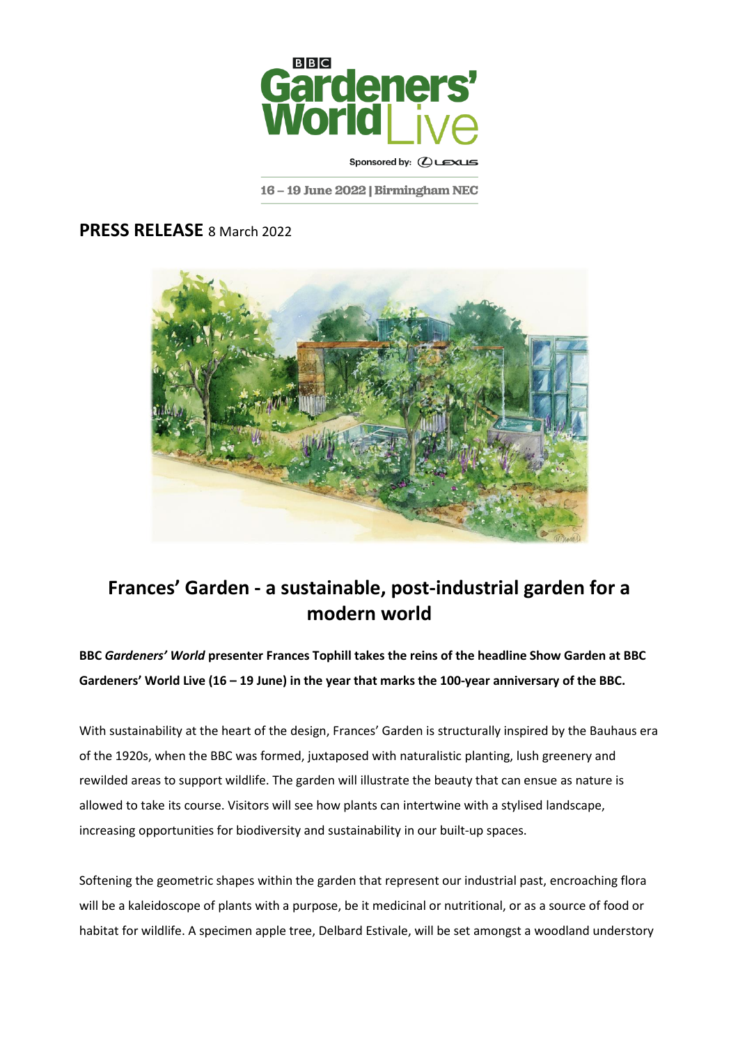BBC Gardeners' World Live

Sponsored by: LEXUS

16 – 19 June 2022 | Birmingham NEC

**PRESS RELEASE** 8 March 2022

# Frances' Garden - a sustainable, post-industrial garden for a modern world

**BBC *Gardeners' World* presenter Frances Tophill takes the reins of the headline Show Garden at BBC Gardeners' World Live (16 – 19 June) in the year that marks the 100-year anniversary of the BBC.**

With sustainability at the heart of the design, Frances' Garden is structurally inspired by the Bauhaus era of the 1920s, when the BBC was formed, juxtaposed with naturalistic planting, lush greenery and rewilded areas to support wildlife. The garden will illustrate the beauty that can ensue as nature is allowed to take its course. Visitors will see how plants can intertwine with a stylised landscape, increasing opportunities for biodiversity and sustainability in our built-up spaces.

Softening the geometric shapes within the garden that represent our industrial past, encroaching flora will be a kaleidoscope of plants with a purpose, be it medicinal or nutritional, or as a source of food or habitat for wildlife. A specimen apple tree, Delbard Estivale, will be set amongst a woodland understory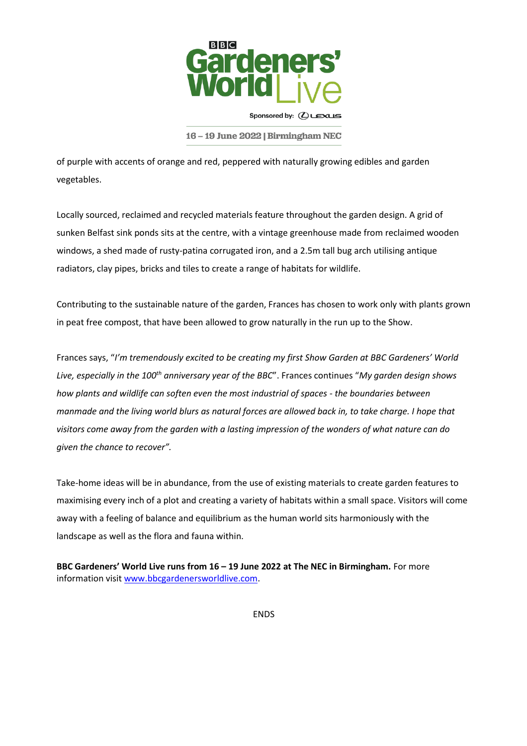of purple with accents of orange and red, peppered with naturally growing edibles and garden vegetables.

Locally sourced, reclaimed and recycled materials feature throughout the garden design. A grid of sunken Belfast sink ponds sits at the centre, with a vintage greenhouse made from reclaimed wooden windows, a shed made of rusty-patina corrugated iron, and a 2.5m tall bug arch utilising antique radiators, clay pipes, bricks and tiles to create a range of habitats for wildlife.

Contributing to the sustainable nature of the garden, Frances has chosen to work only with plants grown in peat free compost, that have been allowed to grow naturally in the run up to the Show.

Frances says, "*I'm tremendously excited to be creating my first Show Garden at BBC Gardeners' World Live, especially in the 100th anniversary year of the BBC*". Frances continues "*My garden design shows how plants and wildlife can soften even the most industrial of spaces - the boundaries between manmade and the living world blurs as natural forces are allowed back in, to take charge. I hope that visitors come away from the garden with a lasting impression of the wonders of what nature can do given the chance to recover".*

Take-home ideas will be in abundance, from the use of existing materials to create garden features to maximising every inch of a plot and creating a variety of habitats within a small space. Visitors will come away with a feeling of balance and equilibrium as the human world sits harmoniously with the landscape as well as the flora and fauna within.

**BBC Gardeners' World Live runs from 16 – 19 June 2022 at The NEC in Birmingham.** For more information visit www.bbcgardenersworldlive.com.

ENDS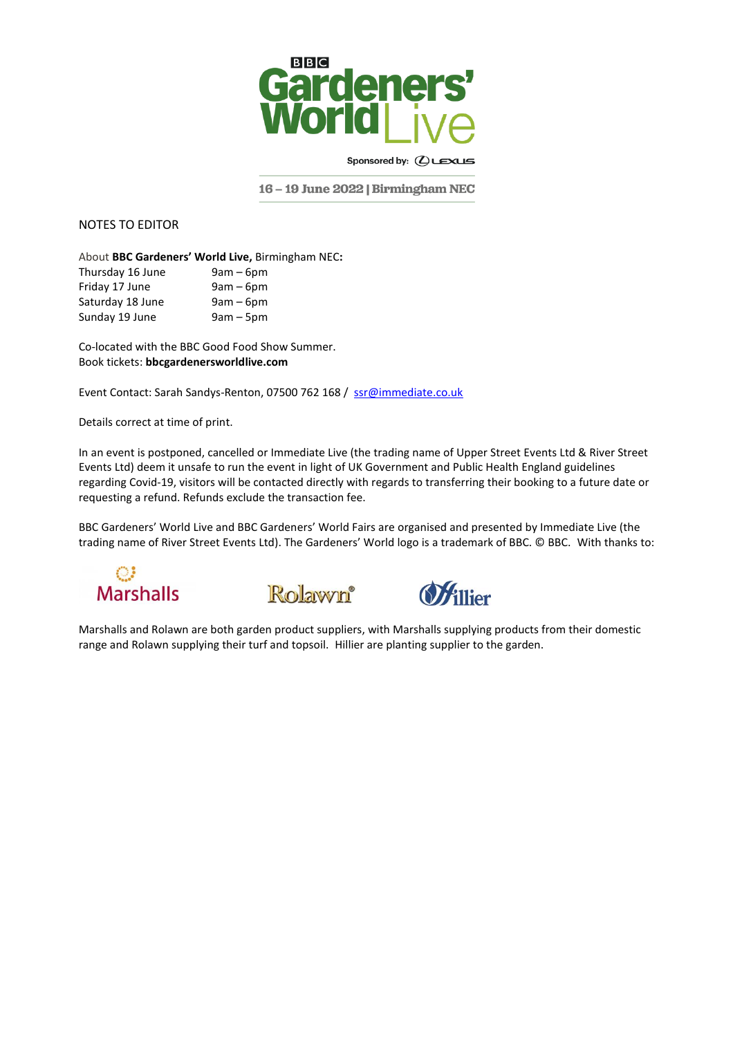BBC Gardeners' World Live

Sponsored by: LEXUS

16 – 19 June 2022 | Birmingham NEC

NOTES TO EDITOR

About **BBC Gardeners' World Live,** Birmingham NEC**:**

| | |
|---|---|
| Thursday 16 June | 9am – 6pm |
| Friday 17 June | 9am – 6pm |
| Saturday 18 June | 9am – 6pm |
| Sunday 19 June | 9am – 5pm |

Co-located with the BBC Good Food Show Summer.
Book tickets: **bbcgardenersworldlive.com**

Event Contact: Sarah Sandys-Renton, 07500 762 168 / ssr@immediate.co.uk

Details correct at time of print.

In an event is postponed, cancelled or Immediate Live (the trading name of Upper Street Events Ltd & River Street Events Ltd) deem it unsafe to run the event in light of UK Government and Public Health England guidelines regarding Covid-19, visitors will be contacted directly with regards to transferring their booking to a future date or requesting a refund. Refunds exclude the transaction fee.

BBC Gardeners' World Live and BBC Gardeners' World Fairs are organised and presented by Immediate Live (the trading name of River Street Events Ltd). The Gardeners' World logo is a trademark of BBC. © BBC. With thanks to:

Marshalls Rolawn® Hillier

Marshalls and Rolawn are both garden product suppliers, with Marshalls supplying products from their domestic range and Rolawn supplying their turf and topsoil. Hillier are planting supplier to the garden.